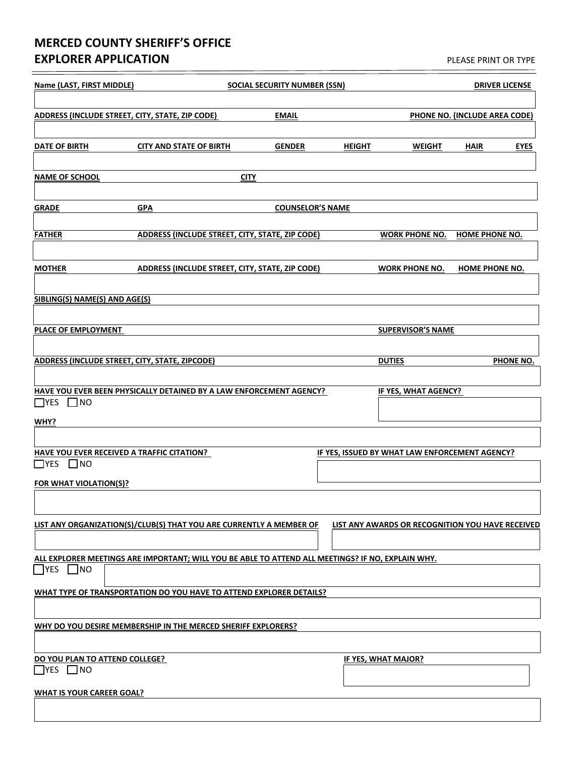# MERCED COUNTY SHERIFF'S OFFICE
# EXPLORER APPLICATION

PLEASE PRINT OR TYPE

**Name (LAST, FIRST MIDDLE)** | **SOCIAL SECURITY NUMBER (SSN)** | **DRIVER LICENSE**

**ADDRESS (INCLUDE STREET, CITY, STATE, ZIP CODE)** | **EMAIL** | **PHONE NO. (INCLUDE AREA CODE)**

**DATE OF BIRTH** | **CITY AND STATE OF BIRTH** | **GENDER** | **HEIGHT** | **WEIGHT** | **HAIR** | **EYES**

**NAME OF SCHOOL** | **CITY**

**GRADE** | **GPA** | **COUNSELOR'S NAME**

**FATHER** | **ADDRESS (INCLUDE STREET, CITY, STATE, ZIP CODE)** | **WORK PHONE NO.** | **HOME PHONE NO.**

**MOTHER** | **ADDRESS (INCLUDE STREET, CITY, STATE, ZIP CODE)** | **WORK PHONE NO.** | **HOME PHONE NO.**

**SIBLING(S) NAME(S) AND AGE(S)**

**PLACE OF EMPLOYMENT** | **SUPERVISOR'S NAME**

**ADDRESS (INCLUDE STREET, CITY, STATE, ZIPCODE)** | **DUTIES** | **PHONE NO.**

**HAVE YOU EVER BEEN PHYSICALLY DETAINED BY A LAW ENFORCEMENT AGENCY?**
☐ YES ☐ NO

**IF YES, WHAT AGENCY?**

**WHY?**

**HAVE YOU EVER RECEIVED A TRAFFIC CITATION?**
☐ YES ☐ NO

**IF YES, ISSUED BY WHAT LAW ENFORCEMENT AGENCY?**

**FOR WHAT VIOLATION(S)?**

**LIST ANY ORGANIZATION(S)/CLUB(S) THAT YOU ARE CURRENTLY A MEMBER OF**

**LIST ANY AWARDS OR RECOGNITION YOU HAVE RECEIVED**

**ALL EXPLORER MEETINGS ARE IMPORTANT; WILL YOU BE ABLE TO ATTEND ALL MEETINGS? IF NO, EXPLAIN WHY.**
☐ YES ☐ NO

**WHAT TYPE OF TRANSPORTATION DO YOU HAVE TO ATTEND EXPLORER DETAILS?**

**WHY DO YOU DESIRE MEMBERSHIP IN THE MERCED SHERIFF EXPLORERS?**

**DO YOU PLAN TO ATTEND COLLEGE?**
☐ YES ☐ NO

**IF YES, WHAT MAJOR?**

**WHAT IS YOUR CAREER GOAL?**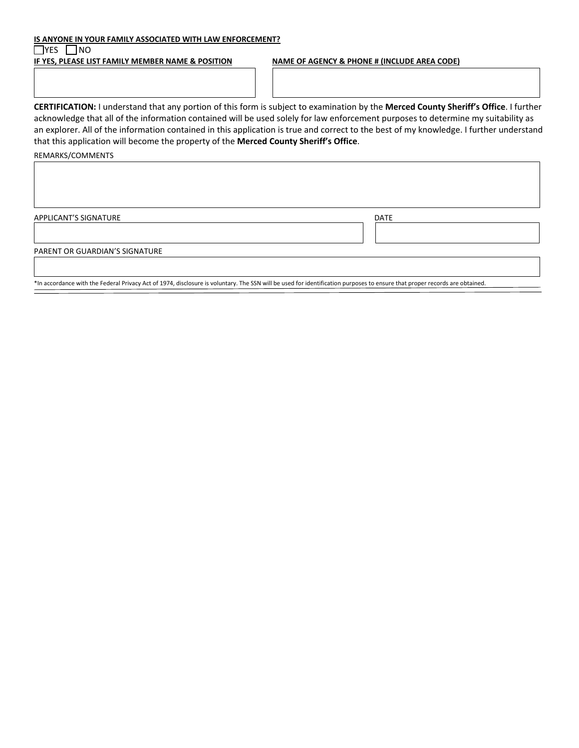**IS ANYONE IN YOUR FAMILY ASSOCIATED WITH LAW ENFORCEMENT?**

☐ YES ☐ NO

| **IF YES, PLEASE LIST FAMILY MEMBER NAME & POSITION** | **NAME OF AGENCY & PHONE # (INCLUDE AREA CODE)** |
| --- | --- |
| | |

**CERTIFICATION:** I understand that any portion of this form is subject to examination by the **Merced County Sheriff's Office**. I further acknowledge that all of the information contained will be used solely for law enforcement purposes to determine my suitability as an explorer. All of the information contained in this application is true and correct to the best of my knowledge. I further understand that this application will become the property of the **Merced County Sheriff's Office**.

REMARKS/COMMENTS

| |
| --- |
| |

| APPLICANT'S SIGNATURE | DATE |
| --- | --- |
| | |

PARENT OR GUARDIAN'S SIGNATURE

| |
| --- |
| |

*In accordance with the Federal Privacy Act of 1974, disclosure is voluntary. The SSN will be used for identification purposes to ensure that proper records are obtained.